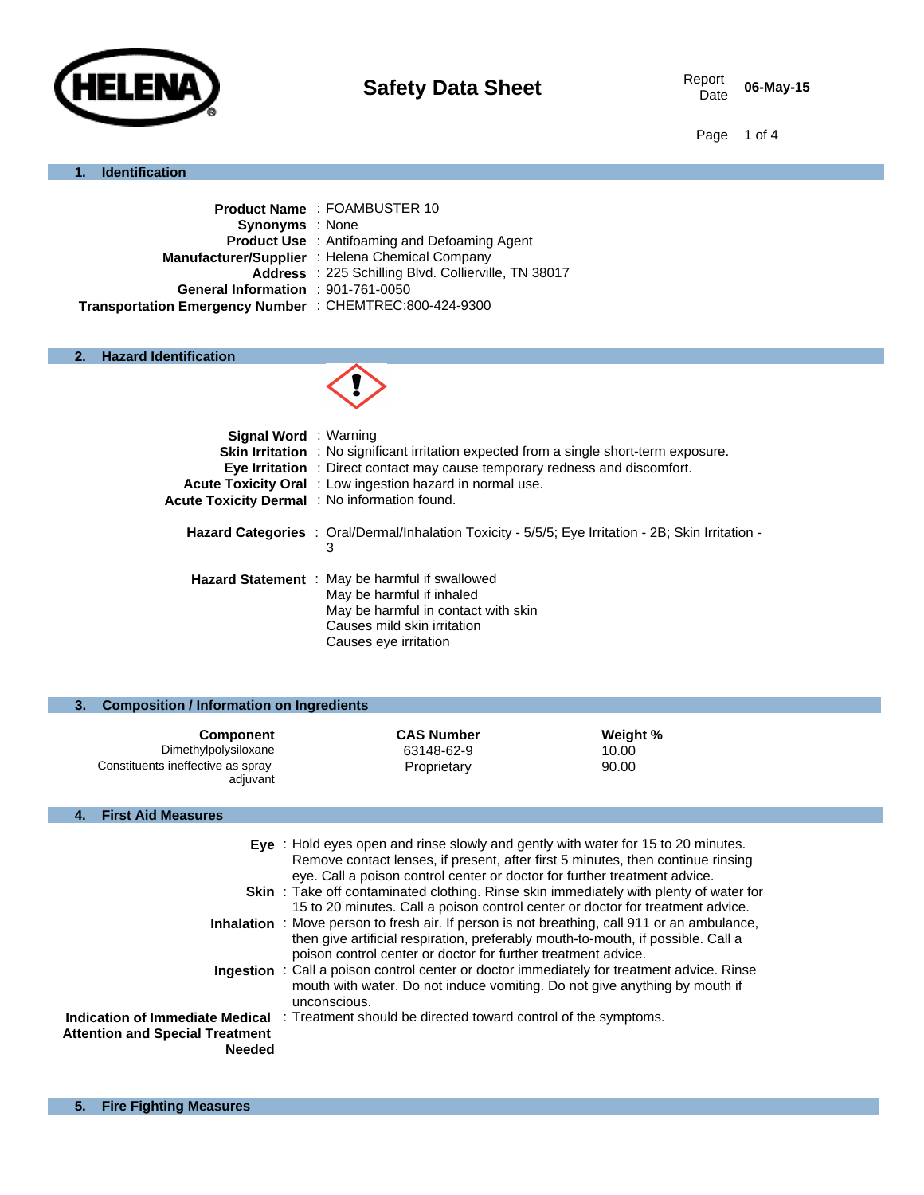HELENA

# Safety Data Sheet

Report Date 06-May-15

## 1. Identification

**Product Name** : FOAMBUSTER 10
**Synonyms** : None
**Product Use** : Antifoaming and Defoaming Agent
**Manufacturer/Supplier** : Helena Chemical Company
**Address** : 225 Schilling Blvd. Collierville, TN 38017
**General Information** : 901-761-0050
**Transportation Emergency Number** : CHEMTREC:800-424-9300

## 2. Hazard Identification

**Signal Word** : Warning
**Skin Irritation** : No significant irritation expected from a single short-term exposure.
**Eye Irritation** : Direct contact may cause temporary redness and discomfort.
**Acute Toxicity Oral** : Low ingestion hazard in normal use.
**Acute Toxicity Dermal** : No information found.

**Hazard Categories** : Oral/Dermal/Inhalation Toxicity - 5/5/5; Eye Irritation - 2B; Skin Irritation - 3

**Hazard Statement** : May be harmful if swallowed
May be harmful if inhaled
May be harmful in contact with skin
Causes mild skin irritation
Causes eye irritation

## 3. Composition / Information on Ingredients

| Component | CAS Number | Weight % |
|---|---|---|
| Dimethylpolysiloxane | 63148-62-9 | 10.00 |
| Constituents ineffective as spray adjuvant | Proprietary | 90.00 |

## 4. First Aid Measures

**Eye** : Hold eyes open and rinse slowly and gently with water for 15 to 20 minutes. Remove contact lenses, if present, after first 5 minutes, then continue rinsing eye. Call a poison control center or doctor for further treatment advice.

**Skin** : Take off contaminated clothing. Rinse skin immediately with plenty of water for 15 to 20 minutes. Call a poison control center or doctor for treatment advice.

**Inhalation** : Move person to fresh air. If person is not breathing, call 911 or an ambulance, then give artificial respiration, preferably mouth-to-mouth, if possible. Call a poison control center or doctor for further treatment advice.

**Ingestion** : Call a poison control center or doctor immediately for treatment advice. Rinse mouth with water. Do not induce vomiting. Do not give anything by mouth if unconscious.

**Indication of Immediate Medical Attention and Special Treatment Needed** : Treatment should be directed toward control of the symptoms.

## 5. Fire Fighting Measures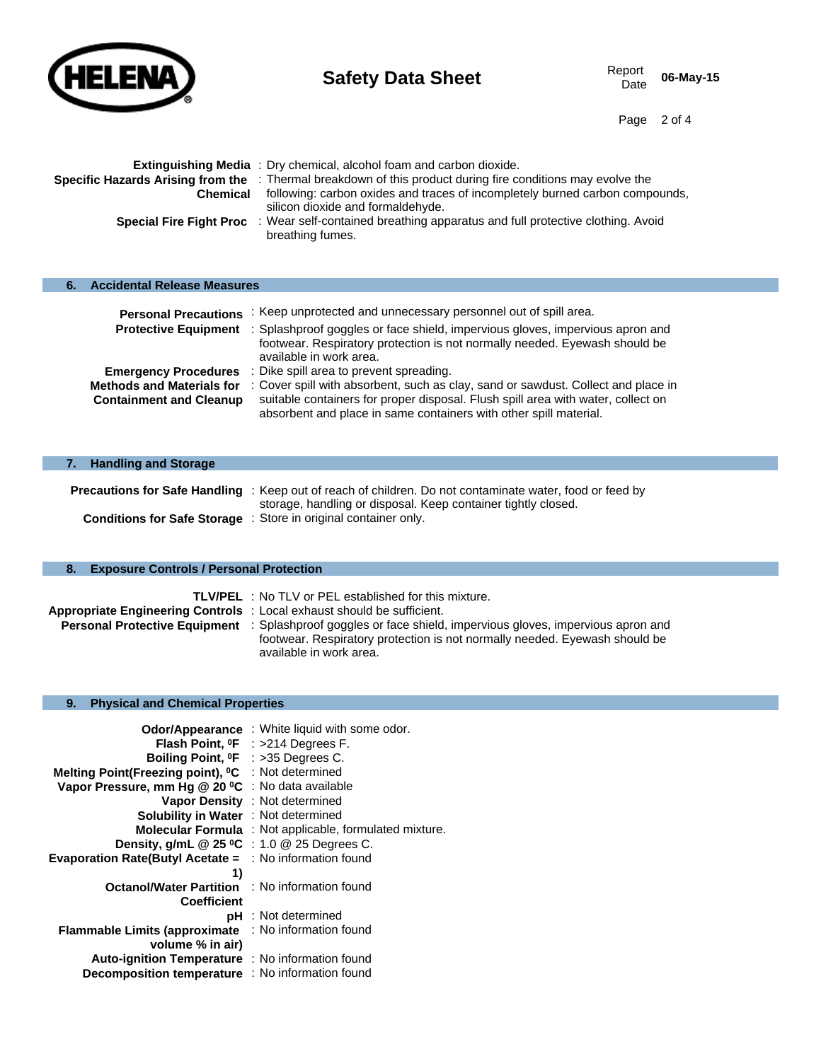**Extinguishing Media** : Dry chemical, alcohol foam and carbon dioxide.

**Specific Hazards Arising from the Chemical** : Thermal breakdown of this product during fire conditions may evolve the following: carbon oxides and traces of incompletely burned carbon compounds, silicon dioxide and formaldehyde.

**Special Fire Fight Proc** : Wear self-contained breathing apparatus and full protective clothing. Avoid breathing fumes.

## 6. Accidental Release Measures

**Personal Precautions** : Keep unprotected and unnecessary personnel out of spill area.

**Protective Equipment** : Splashproof goggles or face shield, impervious gloves, impervious apron and footwear. Respiratory protection is not normally needed. Eyewash should be available in work area.

**Emergency Procedures** : Dike spill area to prevent spreading.

**Methods and Materials for Containment and Cleanup** : Cover spill with absorbent, such as clay, sand or sawdust. Collect and place in suitable containers for proper disposal. Flush spill area with water, collect on absorbent and place in same containers with other spill material.

## 7. Handling and Storage

**Precautions for Safe Handling** : Keep out of reach of children. Do not contaminate water, food or feed by storage, handling or disposal. Keep container tightly closed.

**Conditions for Safe Storage** : Store in original container only.

## 8. Exposure Controls / Personal Protection

**TLV/PEL** : No TLV or PEL established for this mixture.

**Appropriate Engineering Controls** : Local exhaust should be sufficient.

**Personal Protective Equipment** : Splashproof goggles or face shield, impervious gloves, impervious apron and footwear. Respiratory protection is not normally needed. Eyewash should be available in work area.

## 9. Physical and Chemical Properties

**Odor/Appearance** : White liquid with some odor.

**Flash Point, ⁰F** : >214 Degrees F.

**Boiling Point, ⁰F** : >35 Degrees C.

**Melting Point(Freezing point), ⁰C** : Not determined

**Vapor Pressure, mm Hg @ 20 ⁰C** : No data available

**Vapor Density** : Not determined

**Solubility in Water** : Not determined

**Molecular Formula** : Not applicable, formulated mixture.

**Density, g/mL @ 25 ⁰C** : 1.0 @ 25 Degrees C.

**Evaporation Rate(Butyl Acetate = 1)** : No information found

**Octanol/Water Partition Coefficient** : No information found

**pH** : Not determined

**Flammable Limits (approximate volume % in air)** : No information found

**Auto-ignition Temperature** : No information found

**Decomposition temperature** : No information found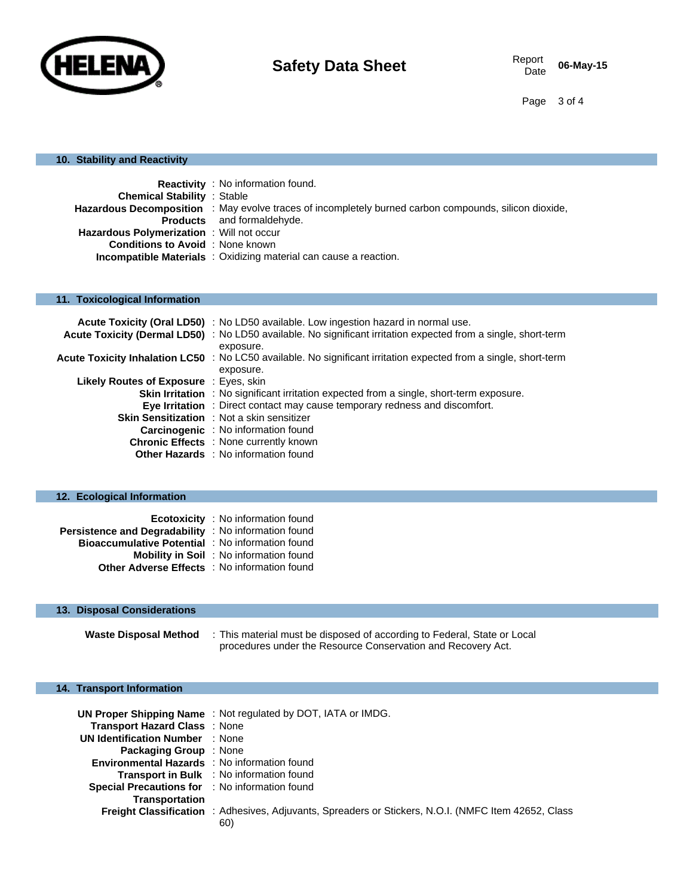## 10. Stability and Reactivity

**Reactivity** : No information found.
**Chemical Stability** : Stable
**Hazardous Decomposition Products** : May evolve traces of incompletely burned carbon compounds, silicon dioxide, and formaldehyde.
**Hazardous Polymerization** : Will not occur
**Conditions to Avoid** : None known
**Incompatible Materials** : Oxidizing material can cause a reaction.

## 11. Toxicological Information

**Acute Toxicity (Oral LD50)** : No LD50 available. Low ingestion hazard in normal use.
**Acute Toxicity (Dermal LD50)** : No LD50 available. No significant irritation expected from a single, short-term exposure.
**Acute Toxicity Inhalation LC50** : No LC50 available. No significant irritation expected from a single, short-term exposure.
**Likely Routes of Exposure** : Eyes, skin
**Skin Irritation** : No significant irritation expected from a single, short-term exposure.
**Eye Irritation** : Direct contact may cause temporary redness and discomfort.
**Skin Sensitization** : Not a skin sensitizer
**Carcinogenic** : No information found
**Chronic Effects** : None currently known
**Other Hazards** : No information found

## 12. Ecological Information

**Ecotoxicity** : No information found
**Persistence and Degradability** : No information found
**Bioaccumulative Potential** : No information found
**Mobility in Soil** : No information found
**Other Adverse Effects** : No information found

## 13. Disposal Considerations

**Waste Disposal Method** : This material must be disposed of according to Federal, State or Local procedures under the Resource Conservation and Recovery Act.

## 14. Transport Information

**UN Proper Shipping Name** : Not regulated by DOT, IATA or IMDG.
**Transport Hazard Class** : None
**UN Identification Number** : None
**Packaging Group** : None
**Environmental Hazards** : No information found
**Transport in Bulk** : No information found
**Special Precautions for Transportation** : No information found
**Freight Classification** : Adhesives, Adjuvants, Spreaders or Stickers, N.O.I. (NMFC Item 42652, Class 60)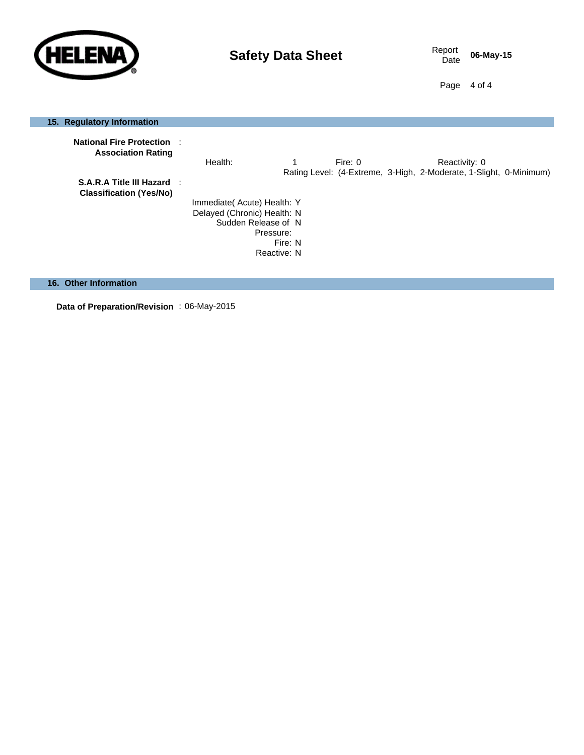## 15. Regulatory Information

**National Fire Protection Association Rating** :

Health: 1 Fire: 0 Reactivity: 0

Rating Level: (4-Extreme, 3-High, 2-Moderate, 1-Slight, 0-Minimum)

**S.A.R.A Title III Hazard Classification (Yes/No)** :

Immediate( Acute) Health: Y
Delayed (Chronic) Health: N
Sudden Release of Pressure: N
Fire: N
Reactive: N

## 16. Other Information

**Data of Preparation/Revision** : 06-May-2015